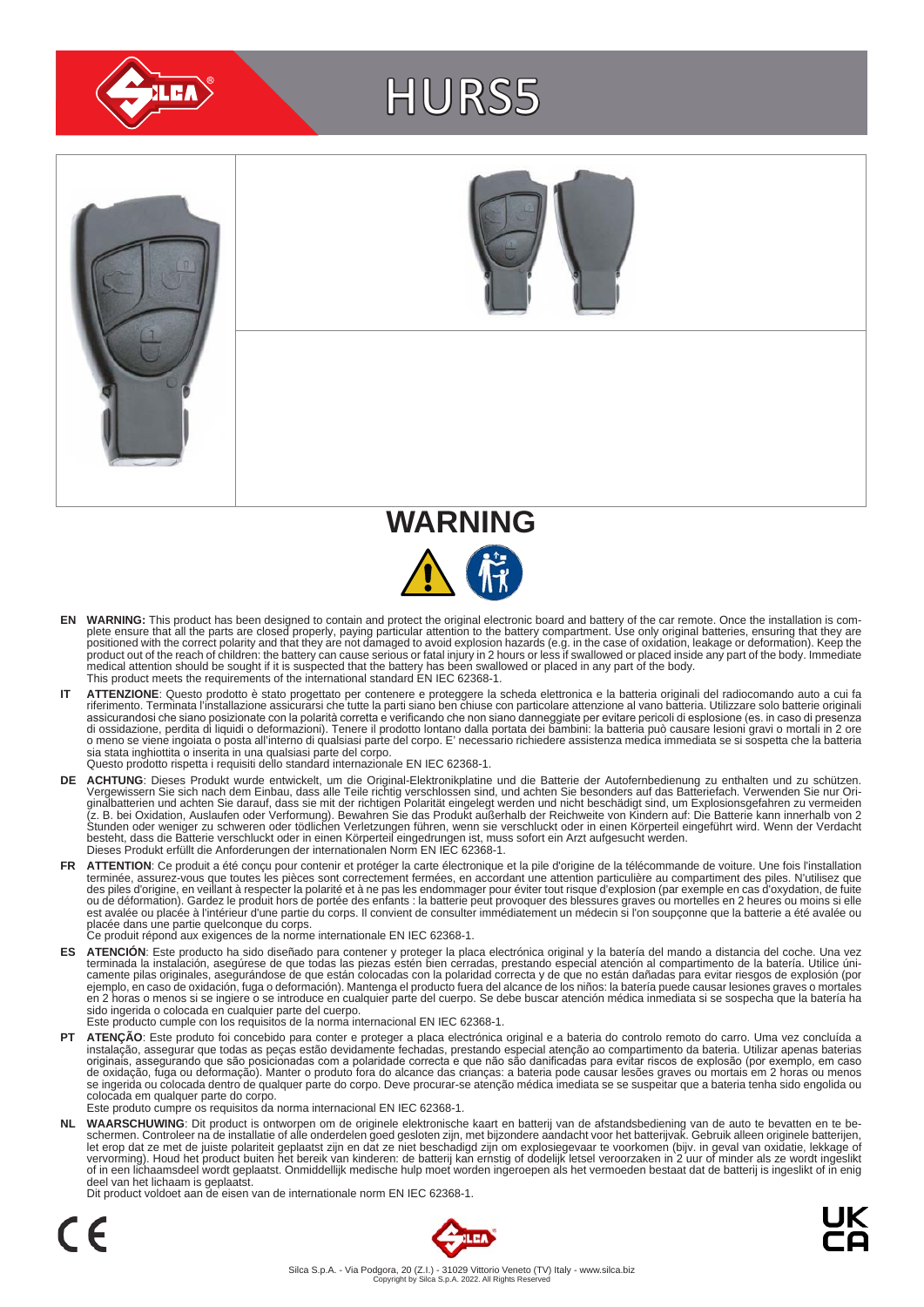# HURS5

## WARNING

**EN** **WARNING:** This product has been designed to contain and protect the original electronic board and battery of the car remote. Once the installation is complete ensure that all the parts are closed properly, paying particular attention to the battery compartment. Use only original batteries, ensuring that they are positioned with the correct polarity and that they are not damaged to avoid explosion hazards (e.g. in the case of oxidation, leakage or deformation). Keep the product out of the reach of children: the battery can cause serious or fatal injury in 2 hours or less if swallowed or placed inside any part of the body. Immediate medical attention should be sought if it is suspected that the battery has been swallowed or placed in any part of the body.
This product meets the requirements of the international standard EN IEC 62368-1.

**IT** **ATTENZIONE**: Questo prodotto è stato progettato per contenere e proteggere la scheda elettronica e la batteria originali del radiocomando auto a cui fa riferimento. Terminata l'installazione assicurarsi che tutte la parti siano ben chiuse con particolare attenzione al vano batteria. Utilizzare solo batterie originali assicurandosi che siano posizionate con la polarità corretta e verificando che non siano danneggiate per evitare pericoli di esplosione (es. in caso di presenza di ossidazione, perdita di liquidi o deformazioni). Tenere il prodotto lontano dalla portata dei bambini: la batteria può causare lesioni gravi o mortali in 2 ore o meno se viene ingoiata o posta all'interno di qualsiasi parte del corpo. E' necessario richiedere assistenza medica immediata se si sospetta che la batteria sia stata inghiottita o inserita in una qualsiasi parte del corpo.
Questo prodotto rispetta i requisiti dello standard internazionale EN IEC 62368-1.

**DE** **ACHTUNG**: Dieses Produkt wurde entwickelt, um die Original-Elektronikplatine und die Batterie der Autofernbedienung zu enthalten und zu schützen. Vergewissern Sie sich nach dem Einbau, dass alle Teile richtig verschlossen sind, und achten Sie besonders auf das Batteriefach. Verwenden Sie nur Originalbatterien und achten Sie darauf, dass sie mit der richtigen Polarität eingelegt werden und nicht beschädigt sind, um Explosionsgefahren zu vermeiden (z. B. bei Oxidation, Auslaufen oder Verformung). Bewahren Sie das Produkt außerhalb der Reichweite von Kindern auf: Die Batterie kann innerhalb von 2 Stunden oder weniger zu schweren oder tödlichen Verletzungen führen, wenn sie verschluckt oder in einen Körperteil eingeführt wird. Wenn der Verdacht besteht, dass die Batterie verschluckt oder in einen Körperteil eingedrungen ist, muss sofort ein Arzt aufgesucht werden.
Dieses Produkt erfüllt die Anforderungen der internationalen Norm EN IEC 62368-1.

**FR** **ATTENTION**: Ce produit a été conçu pour contenir et protéger la carte électronique et la pile d'origine de la télécommande de voiture. Une fois l'installation terminée, assurez-vous que toutes les pièces sont correctement fermées, en accordant une attention particulière au compartiment des piles. N'utilisez que des piles d'origine, en veillant à respecter la polarité et à ne pas les endommager pour éviter tout risque d'explosion (par exemple en cas d'oxydation, de fuite ou de déformation). Gardez le produit hors de portée des enfants : la batterie peut provoquer des blessures graves ou mortelles en 2 heures ou moins si elle est avalée ou placée à l'intérieur d'une partie du corps. Il convient de consulter immédiatement un médecin si l'on soupçonne que la batterie a été avalée ou placée dans une partie quelconque du corps.
Ce produit répond aux exigences de la norme internationale EN IEC 62368-1.

**ES** **ATENCIÓN**: Este producto ha sido diseñado para contener y proteger la placa electrónica original y la batería del mando a distancia del coche. Una vez terminada la instalación, asegúrese de que todas las piezas estén bien cerradas, prestando especial atención al compartimento de la batería. Utilice únicamente pilas originales, asegurándose de que están colocadas con la polaridad correcta y de que no están dañadas para evitar riesgos de explosión (por ejemplo, en caso de oxidación, fuga o deformación). Mantenga el producto fuera del alcance de los niños: la batería puede causar lesiones graves o mortales en 2 horas o menos si se ingiere o se introduce en cualquier parte del cuerpo. Se debe buscar atención médica inmediata si se sospecha que la batería ha sido ingerida o colocada en cualquier parte del cuerpo.
Este producto cumple con los requisitos de la norma internacional EN IEC 62368-1.

**PT** **ATENÇÃO**: Este produto foi concebido para conter e proteger a placa electrónica original e a bateria do controlo remoto do carro. Uma vez concluída a instalação, assegurar que todas as peças estão devidamente fechadas, prestando especial atenção ao compartimento da bateria. Utilizar apenas baterias originais, assegurando que são posicionadas com a polaridade correcta e que não são danificadas para evitar riscos de explosão (por exemplo, em caso de oxidação, fuga ou deformação). Manter o produto fora do alcance das crianças: a bateria pode causar lesões graves ou mortais em 2 horas ou menos se ingerida ou colocada dentro de qualquer parte do corpo. Deve procurar-se atenção médica imediata se se suspeitar que a bateria tenha sido engolida ou colocada em qualquer parte do corpo.
Este produto cumpre os requisitos da norma internacional EN IEC 62368-1.

**NL** **WAARSCHUWING**: Dit product is ontworpen om de originele elektronische kaart en batterij van de afstandsbediening van de auto te bevatten en te beschermen. Controleer na de installatie of alle onderdelen goed gesloten zijn, met bijzondere aandacht voor het batterijvak. Gebruik alleen originele batterijen, let erop dat ze met de juiste polariteit geplaatst zijn en dat ze niet beschadigd zijn om explosiegevaar te voorkomen (bijv. in geval van oxidatie, lekkage of vervorming). Houd het product buiten het bereik van kinderen: de batterij kan ernstig of dodelijk letsel veroorzaken in 2 uur of minder als ze wordt ingeslikt of in een lichaamsdeel wordt geplaatst. Onmiddellijk medische hulp moet worden ingeroepen als het vermoeden bestaat dat de batterij is ingeslikt of in enig deel van het lichaam is geplaatst.
Dit product voldoet aan de eisen van de internationale norm EN IEC 62368-1.

Silca S.p.A. - Via Podgora, 20 (Z.I.) - 31029 Vittorio Veneto (TV) Italy - www.silca.biz
Copyright by Silca S.p.A. 2022. All Rights Reserved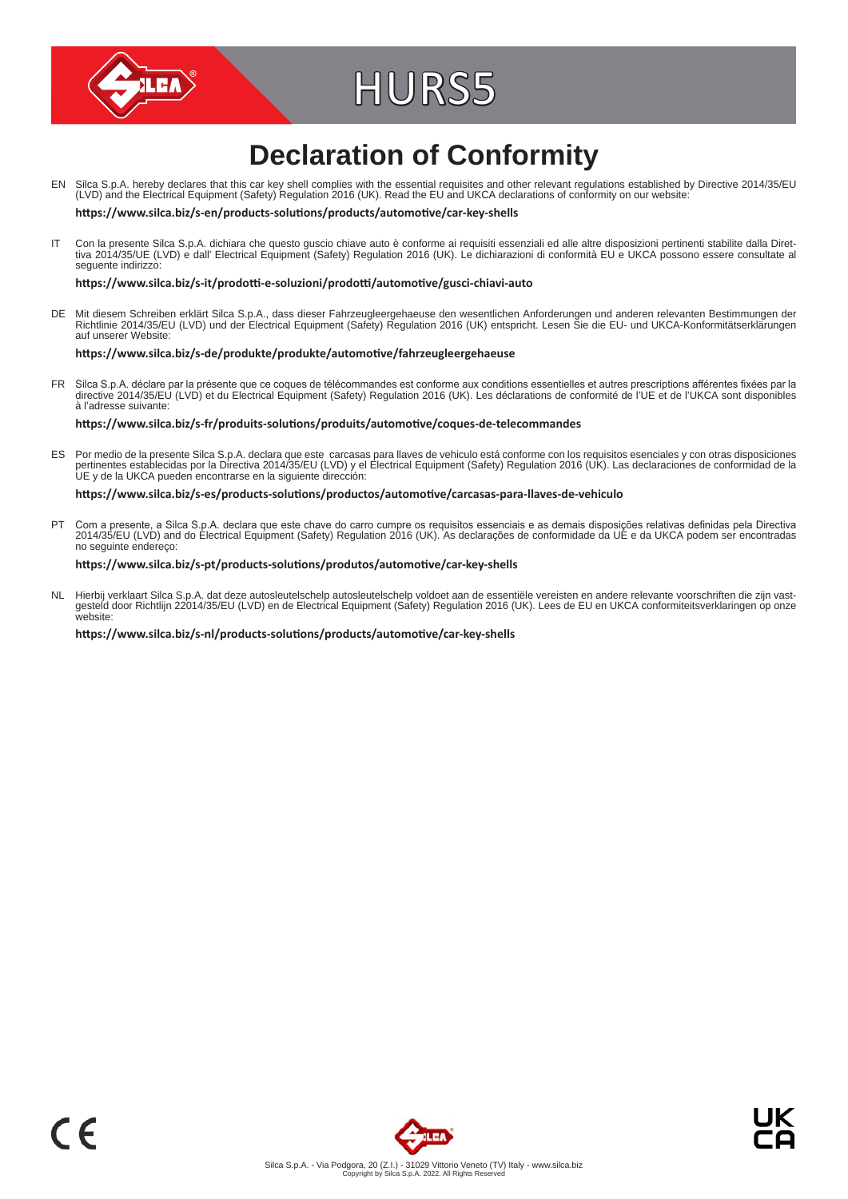HURS5

# Declaration of Conformity

EN Silca S.p.A. hereby declares that this car key shell complies with the essential requisites and other relevant regulations established by Directive 2014/35/EU (LVD) and the Electrical Equipment (Safety) Regulation 2016 (UK). Read the EU and UKCA declarations of conformity on our website:

**https://www.silca.biz/s-en/products-solutions/products/automotive/car-key-shells**

IT Con la presente Silca S.p.A. dichiara che questo guscio chiave auto è conforme ai requisiti essenziali ed alle altre disposizioni pertinenti stabilite dalla Direttiva 2014/35/UE (LVD) e dall' Electrical Equipment (Safety) Regulation 2016 (UK). Le dichiarazioni di conformità EU e UKCA possono essere consultate al seguente indirizzo:

**https://www.silca.biz/s-it/prodotti-e-soluzioni/prodotti/automotive/gusci-chiavi-auto**

DE Mit diesem Schreiben erklärt Silca S.p.A., dass dieser Fahrzeugleergehaeuse den wesentlichen Anforderungen und anderen relevanten Bestimmungen der Richtlinie 2014/35/EU (LVD) und der Electrical Equipment (Safety) Regulation 2016 (UK) entspricht. Lesen Sie die EU- und UKCA-Konformitätserklärungen auf unserer Website:

**https://www.silca.biz/s-de/produkte/produkte/automotive/fahrzeugleergehaeuse**

FR Silca S.p.A. déclare par la présente que ce coques de télécommandes est conforme aux conditions essentielles et autres prescriptions afférentes fixées par la directive 2014/35/EU (LVD) et du Electrical Equipment (Safety) Regulation 2016 (UK). Les déclarations de conformité de l'UE et de l'UKCA sont disponibles à l'adresse suivante:

**https://www.silca.biz/s-fr/produits-solutions/produits/automotive/coques-de-telecommandes**

ES Por medio de la presente Silca S.p.A. declara que este carcasas para llaves de vehiculo está conforme con los requisitos esenciales y con otras disposiciones pertinentes establecidas por la Directiva 2014/35/EU (LVD) y el Electrical Equipment (Safety) Regulation 2016 (UK). Las declaraciones de conformidad de la UE y de la UKCA pueden encontrarse en la siguiente dirección:

**https://www.silca.biz/s-es/products-solutions/productos/automotive/carcasas-para-llaves-de-vehiculo**

PT Com a presente, a Silca S.p.A. declara que este chave do carro cumpre os requisitos essenciais e as demais disposições relativas definidas pela Directiva 2014/35/EU (LVD) and do Electrical Equipment (Safety) Regulation 2016 (UK). As declarações de conformidade da UE e da UKCA podem ser encontradas no seguinte endereço:

**https://www.silca.biz/s-pt/products-solutions/produtos/automotive/car-key-shells**

NL Hierbij verklaart Silca S.p.A. dat deze autosleutelschelp autosleutelschelp voldoet aan de essentiële vereisten en andere relevante voorschriften die zijn vastgesteld door Richtlijn 22014/35/EU (LVD) en de Electrical Equipment (Safety) Regulation 2016 (UK). Lees de EU en UKCA conformiteitsverklaringen op onze website:

**https://www.silca.biz/s-nl/products-solutions/products/automotive/car-key-shells**

CE

UK CA

Silca S.p.A. - Via Podgora, 20 (Z.I.) - 31029 Vittorio Veneto (TV) Italy - www.silca.biz
Copyright by Silca S.p.A. 2022. All Rights Reserved